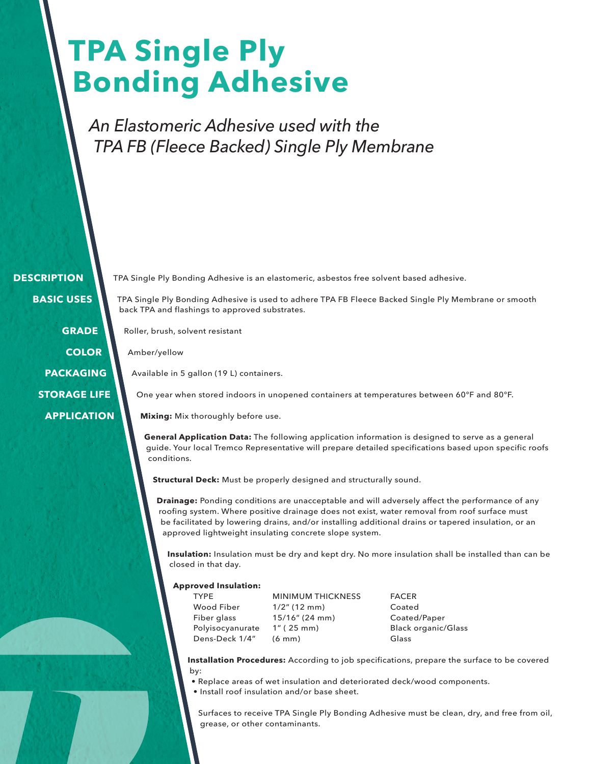# TPA Single Ply Bonding Adhesive

*An Elastomeric Adhesive used with the TPA FB (Fleece Backed) Single Ply Membrane*

**DESCRIPTION**

TPA Single Ply Bonding Adhesive is an elastomeric, asbestos free solvent based adhesive.

**BASIC USES**

TPA Single Ply Bonding Adhesive is used to adhere TPA FB Fleece Backed Single Ply Membrane or smooth back TPA and flashings to approved substrates.

**GRADE**

Roller, brush, solvent resistant

**COLOR**

Amber/yellow

**PACKAGING**

Available in 5 gallon (19 L) containers.

**STORAGE LIFE**

One year when stored indoors in unopened containers at temperatures between 60°F and 80°F.

**APPLICATION**

**Mixing:** Mix thoroughly before use.

**General Application Data:** The following application information is designed to serve as a general guide. Your local Tremco Representative will prepare detailed specifications based upon specific roofs conditions.

**Structural Deck:** Must be properly designed and structurally sound.

**Drainage:** Ponding conditions are unacceptable and will adversely affect the performance of any roofing system. Where positive drainage does not exist, water removal from roof surface must be facilitated by lowering drains, and/or installing additional drains or tapered insulation, or an approved lightweight insulating concrete slope system.

**Insulation:** Insulation must be dry and kept dry. No more insulation shall be installed than can be closed in that day.

**Approved Insulation:**

| TYPE | MINIMUM THICKNESS | FACER |
|---|---|---|
| Wood Fiber | 1/2" (12 mm) | Coated |
| Fiber glass | 15/16" (24 mm) | Coated/Paper |
| Polyisocyanurate | 1" ( 25 mm) | Black organic/Glass |
| Dens-Deck 1/4" | (6 mm) | Glass |

**Installation Procedures:** According to job specifications, prepare the surface to be covered by:

- Replace areas of wet insulation and deteriorated deck/wood components.
- Install roof insulation and/or base sheet.

Surfaces to receive TPA Single Ply Bonding Adhesive must be clean, dry, and free from oil, grease, or other contaminants.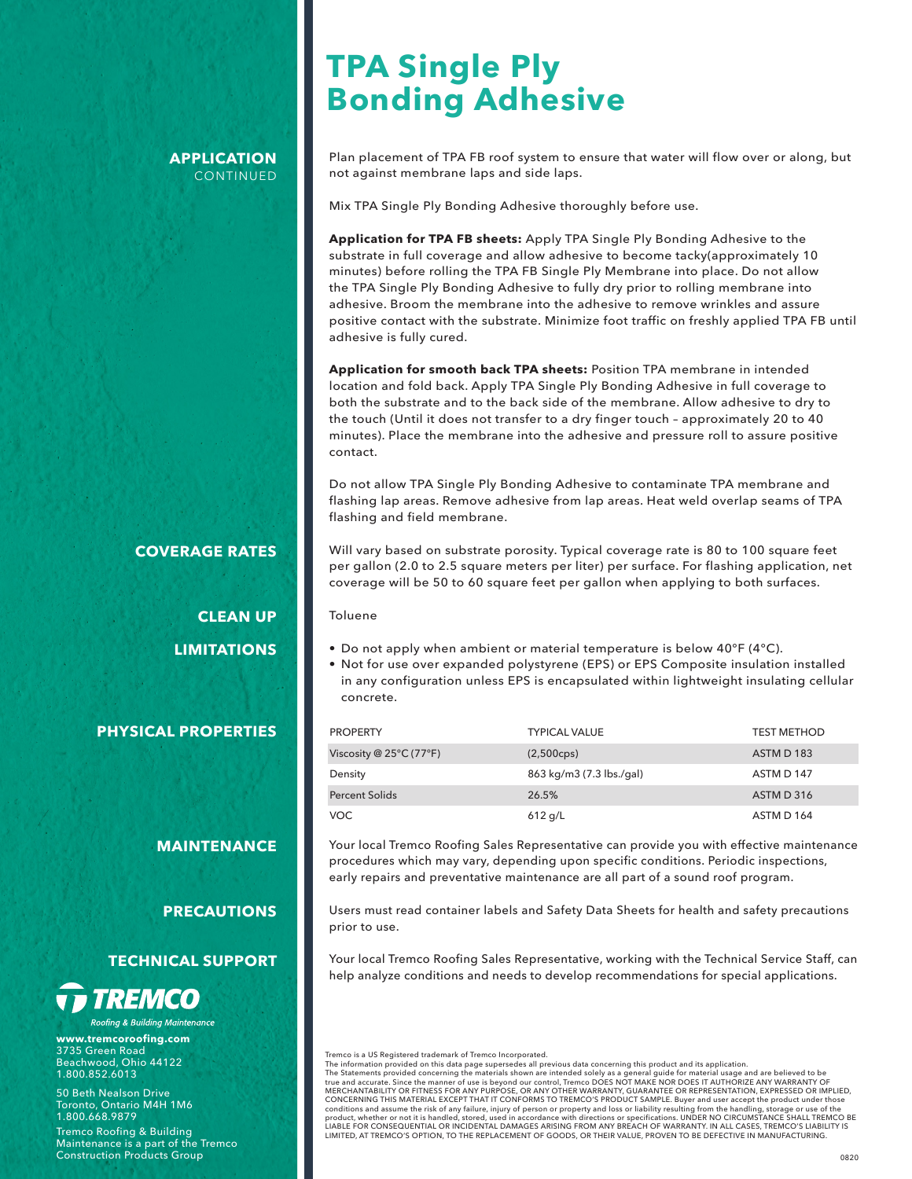# TPA Single Ply Bonding Adhesive

## APPLICATION CONTINUED

Plan placement of TPA FB roof system to ensure that water will flow over or along, but not against membrane laps and side laps.

Mix TPA Single Ply Bonding Adhesive thoroughly before use.

**Application for TPA FB sheets:** Apply TPA Single Ply Bonding Adhesive to the substrate in full coverage and allow adhesive to become tacky(approximately 10 minutes) before rolling the TPA FB Single Ply Membrane into place. Do not allow the TPA Single Ply Bonding Adhesive to fully dry prior to rolling membrane into adhesive. Broom the membrane into the adhesive to remove wrinkles and assure positive contact with the substrate. Minimize foot traffic on freshly applied TPA FB until adhesive is fully cured.

**Application for smooth back TPA sheets:** Position TPA membrane in intended location and fold back. Apply TPA Single Ply Bonding Adhesive in full coverage to both the substrate and to the back side of the membrane. Allow adhesive to dry to the touch (Until it does not transfer to a dry finger touch – approximately 20 to 40 minutes). Place the membrane into the adhesive and pressure roll to assure positive contact.

Do not allow TPA Single Ply Bonding Adhesive to contaminate TPA membrane and flashing lap areas. Remove adhesive from lap areas. Heat weld overlap seams of TPA flashing and field membrane.

## COVERAGE RATES

Will vary based on substrate porosity. Typical coverage rate is 80 to 100 square feet per gallon (2.0 to 2.5 square meters per liter) per surface. For flashing application, net coverage will be 50 to 60 square feet per gallon when applying to both surfaces.

## CLEAN UP

Toluene

## LIMITATIONS

- Do not apply when ambient or material temperature is below 40°F (4°C).
- Not for use over expanded polystyrene (EPS) or EPS Composite insulation installed in any configuration unless EPS is encapsulated within lightweight insulating cellular concrete.

## PHYSICAL PROPERTIES

| PROPERTY | TYPICAL VALUE | TEST METHOD |
|---|---|---|
| Viscosity @ 25°C (77°F) | (2,500cps) | ASTM D 183 |
| Density | 863 kg/m3 (7.3 lbs./gal) | ASTM D 147 |
| Percent Solids | 26.5% | ASTM D 316 |
| VOC | 612 g/L | ASTM D 164 |

## MAINTENANCE

Your local Tremco Roofing Sales Representative can provide you with effective maintenance procedures which may vary, depending upon specific conditions. Periodic inspections, early repairs and preventative maintenance are all part of a sound roof program.

## PRECAUTIONS

Users must read container labels and Safety Data Sheets for health and safety precautions prior to use.

## TECHNICAL SUPPORT

Your local Tremco Roofing Sales Representative, working with the Technical Service Staff, can help analyze conditions and needs to develop recommendations for special applications.

**TREMCO** Roofing & Building Maintenance

**www.tremcoroofing.com**
3735 Green Road
Beachwood, Ohio 44122
1.800.852.6013

50 Beth Nealson Drive
Toronto, Ontario M4H 1M6
1.800.668.9879

Tremco Roofing & Building Maintenance is a part of the Tremco Construction Products Group

Tremco is a US Registered trademark of Tremco Incorporated.
The information provided on this data page supersedes all previous data concerning this product and its application.
The Statements provided concerning the materials shown are intended solely as a general guide for material usage and are believed to be true and accurate. Since the manner of use is beyond our control, Tremco DOES NOT MAKE NOR DOES IT AUTHORIZE ANY WARRANTY OF MERCHANTABILITY OR FITNESS FOR ANY PURPOSE, OR ANY OTHER WARRANTY, GUARANTEE OR REPRESENTATION, EXPRESSED OR IMPLIED, CONCERNING THIS MATERIAL EXCEPT THAT IT CONFORMS TO TREMCO'S PRODUCT SAMPLE. Buyer and user accept the product under those conditions and assume the risk of any failure, injury of person or property and loss or liability resulting from the handling, storage or use of the product, whether or not it is handled, stored, used in accordance with directions or specifications. UNDER NO CIRCUMSTANCE SHALL TREMCO BE LIABLE FOR CONSEQUENTIAL OR INCIDENTAL DAMAGES ARISING FROM ANY BREACH OF WARRANTY. IN ALL CASES, TREMCO'S LIABILITY IS LIMITED, AT TREMCO'S OPTION, TO THE REPLACEMENT OF GOODS, OR THEIR VALUE, PROVEN TO BE DEFECTIVE IN MANUFACTURING.

0820